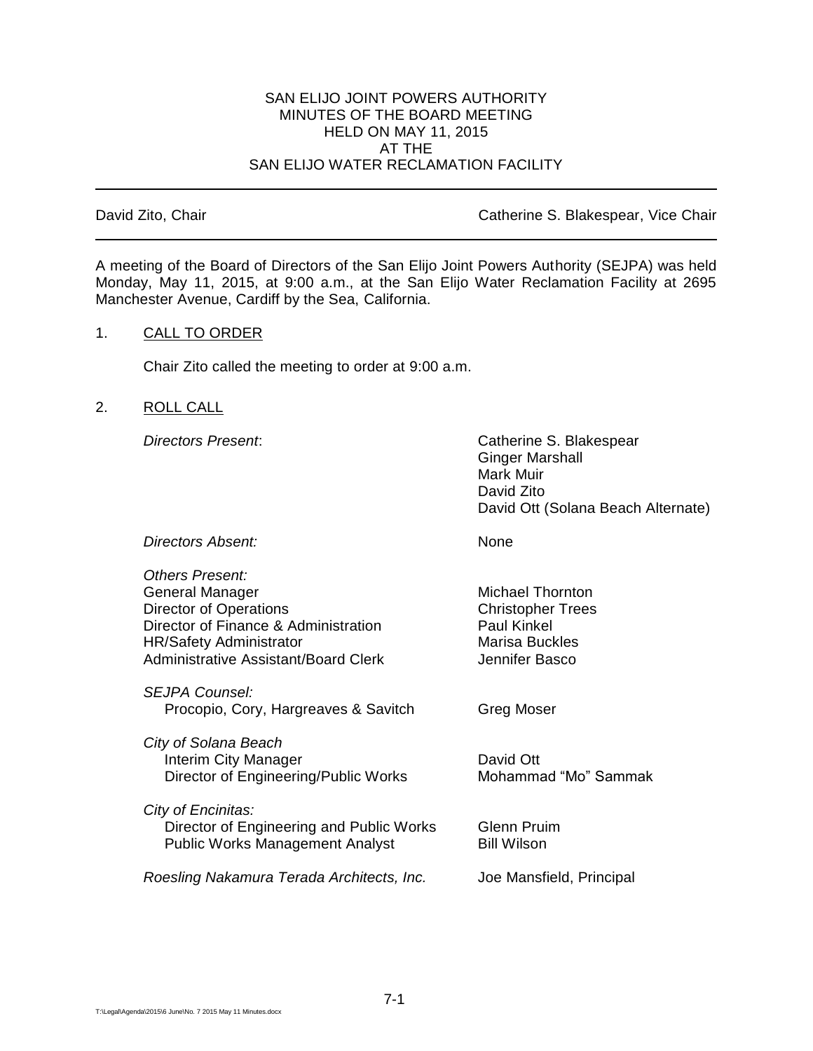SAN ELIJO JOINT POWERS AUTHORITY
MINUTES OF THE BOARD MEETING
HELD ON MAY 11, 2015
AT THE
SAN ELIJO WATER RECLAMATION FACILITY

---

David Zito, Chair | Catherine S. Blakespear, Vice Chair

---

A meeting of the Board of Directors of the San Elijo Joint Powers Authority (SEJPA) was held Monday, May 11, 2015, at 9:00 a.m., at the San Elijo Water Reclamation Facility at 2695 Manchester Avenue, Cardiff by the Sea, California.

1. CALL TO ORDER

   Chair Zito called the meeting to order at 9:00 a.m.

2. ROLL CALL

| | |
|---|---|
| *Directors Present*: | Catherine S. Blakespear<br>Ginger Marshall<br>Mark Muir<br>David Zito<br>David Ott (Solana Beach Alternate) |
| *Directors Absent:* | None |
| *Others Present:* | |
| General Manager | Michael Thornton |
| Director of Operations | Christopher Trees |
| Director of Finance & Administration | Paul Kinkel |
| HR/Safety Administrator | Marisa Buckles |
| Administrative Assistant/Board Clerk | Jennifer Basco |
| *SEJPA Counsel:* | |
| Procopio, Cory, Hargreaves & Savitch | Greg Moser |
| *City of Solana Beach* | |
| Interim City Manager | David Ott |
| Director of Engineering/Public Works | Mohammad "Mo" Sammak |
| *City of Encinitas:* | |
| Director of Engineering and Public Works | Glenn Pruim |
| Public Works Management Analyst | Bill Wilson |
| *Roesling Nakamura Terada Architects, Inc.* | Joe Mansfield, Principal |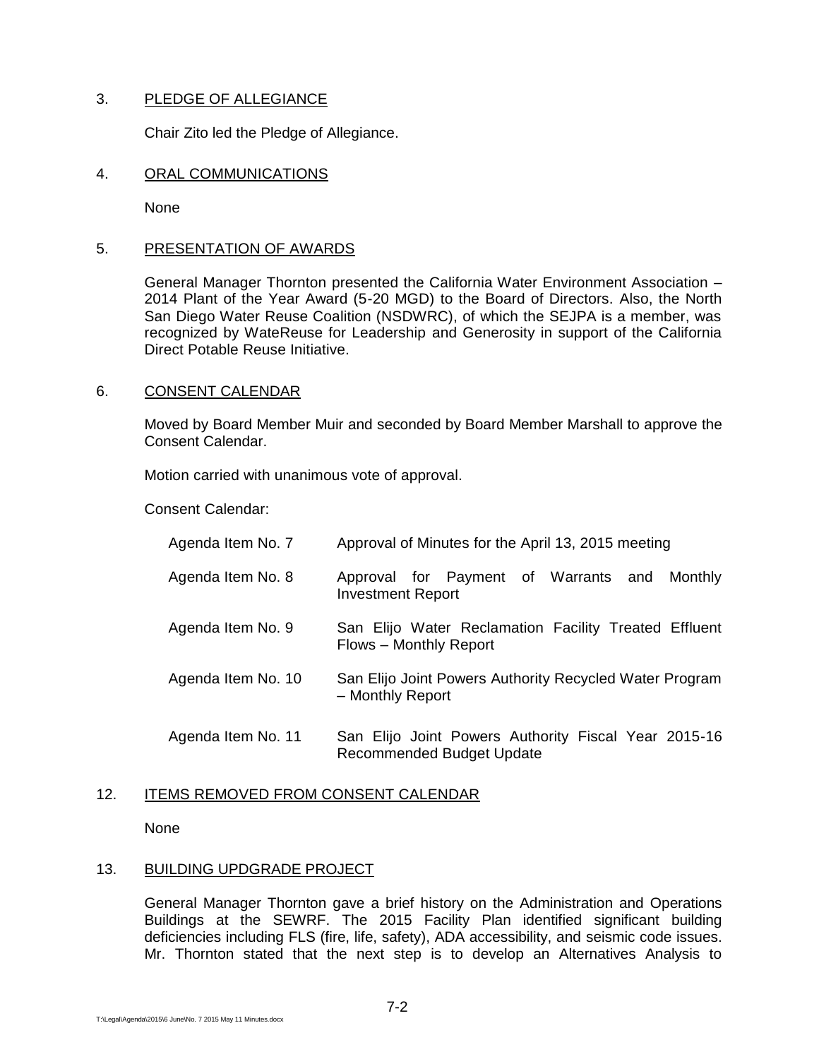## 3. PLEDGE OF ALLEGIANCE

Chair Zito led the Pledge of Allegiance.

## 4. ORAL COMMUNICATIONS

None

## 5. PRESENTATION OF AWARDS

General Manager Thornton presented the California Water Environment Association – 2014 Plant of the Year Award (5-20 MGD) to the Board of Directors. Also, the North San Diego Water Reuse Coalition (NSDWRC), of which the SEJPA is a member, was recognized by WateReuse for Leadership and Generosity in support of the California Direct Potable Reuse Initiative.

## 6. CONSENT CALENDAR

Moved by Board Member Muir and seconded by Board Member Marshall to approve the Consent Calendar.

Motion carried with unanimous vote of approval.

Consent Calendar:

| | |
|---|---|
| Agenda Item No. 7 | Approval of Minutes for the April 13, 2015 meeting |
| Agenda Item No. 8 | Approval for Payment of Warrants and Monthly Investment Report |
| Agenda Item No. 9 | San Elijo Water Reclamation Facility Treated Effluent Flows – Monthly Report |
| Agenda Item No. 10 | San Elijo Joint Powers Authority Recycled Water Program – Monthly Report |
| Agenda Item No. 11 | San Elijo Joint Powers Authority Fiscal Year 2015-16 Recommended Budget Update |

## 12. ITEMS REMOVED FROM CONSENT CALENDAR

None

## 13. BUILDING UPDGRADE PROJECT

General Manager Thornton gave a brief history on the Administration and Operations Buildings at the SEWRF. The 2015 Facility Plan identified significant building deficiencies including FLS (fire, life, safety), ADA accessibility, and seismic code issues. Mr. Thornton stated that the next step is to develop an Alternatives Analysis to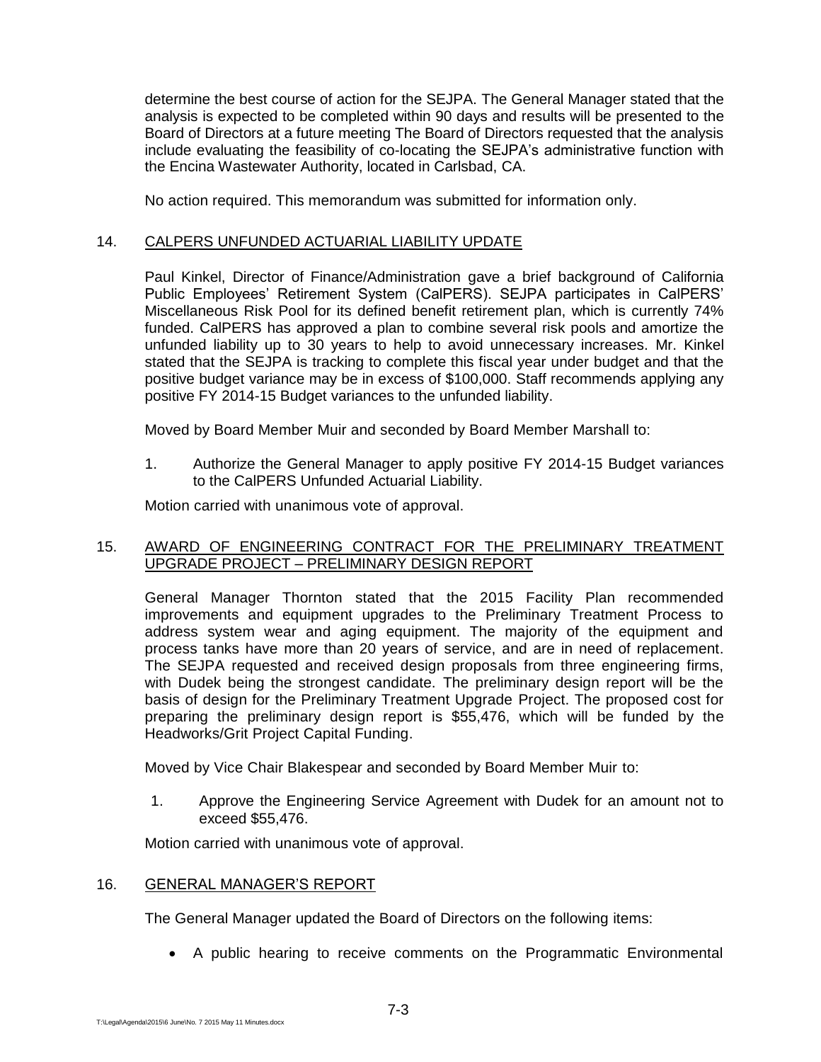determine the best course of action for the SEJPA. The General Manager stated that the analysis is expected to be completed within 90 days and results will be presented to the Board of Directors at a future meeting The Board of Directors requested that the analysis include evaluating the feasibility of co-locating the SEJPA's administrative function with the Encina Wastewater Authority, located in Carlsbad, CA.

No action required. This memorandum was submitted for information only.

14. CALPERS UNFUNDED ACTUARIAL LIABILITY UPDATE

Paul Kinkel, Director of Finance/Administration gave a brief background of California Public Employees' Retirement System (CalPERS). SEJPA participates in CalPERS' Miscellaneous Risk Pool for its defined benefit retirement plan, which is currently 74% funded. CalPERS has approved a plan to combine several risk pools and amortize the unfunded liability up to 30 years to help to avoid unnecessary increases. Mr. Kinkel stated that the SEJPA is tracking to complete this fiscal year under budget and that the positive budget variance may be in excess of $100,000. Staff recommends applying any positive FY 2014-15 Budget variances to the unfunded liability.

Moved by Board Member Muir and seconded by Board Member Marshall to:

1. Authorize the General Manager to apply positive FY 2014-15 Budget variances to the CalPERS Unfunded Actuarial Liability.

Motion carried with unanimous vote of approval.

15. AWARD OF ENGINEERING CONTRACT FOR THE PRELIMINARY TREATMENT UPGRADE PROJECT – PRELIMINARY DESIGN REPORT

General Manager Thornton stated that the 2015 Facility Plan recommended improvements and equipment upgrades to the Preliminary Treatment Process to address system wear and aging equipment. The majority of the equipment and process tanks have more than 20 years of service, and are in need of replacement. The SEJPA requested and received design proposals from three engineering firms, with Dudek being the strongest candidate. The preliminary design report will be the basis of design for the Preliminary Treatment Upgrade Project. The proposed cost for preparing the preliminary design report is $55,476, which will be funded by the Headworks/Grit Project Capital Funding.

Moved by Vice Chair Blakespear and seconded by Board Member Muir to:

1. Approve the Engineering Service Agreement with Dudek for an amount not to exceed $55,476.

Motion carried with unanimous vote of approval.

16. GENERAL MANAGER'S REPORT

The General Manager updated the Board of Directors on the following items:

- A public hearing to receive comments on the Programmatic Environmental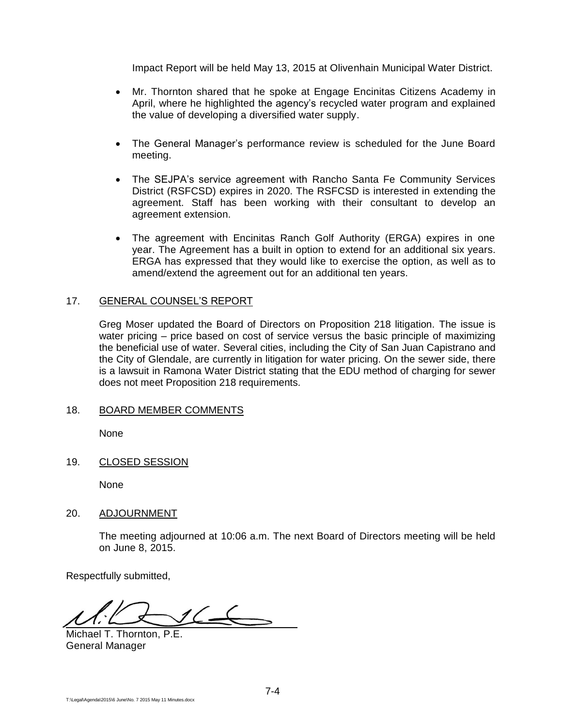Impact Report will be held May 13, 2015 at Olivenhain Municipal Water District.

- Mr. Thornton shared that he spoke at Engage Encinitas Citizens Academy in April, where he highlighted the agency's recycled water program and explained the value of developing a diversified water supply.

- The General Manager's performance review is scheduled for the June Board meeting.

- The SEJPA's service agreement with Rancho Santa Fe Community Services District (RSFCSD) expires in 2020. The RSFCSD is interested in extending the agreement. Staff has been working with their consultant to develop an agreement extension.

- The agreement with Encinitas Ranch Golf Authority (ERGA) expires in one year. The Agreement has a built in option to extend for an additional six years. ERGA has expressed that they would like to exercise the option, as well as to amend/extend the agreement out for an additional ten years.

17. GENERAL COUNSEL'S REPORT

Greg Moser updated the Board of Directors on Proposition 218 litigation. The issue is water pricing – price based on cost of service versus the basic principle of maximizing the beneficial use of water. Several cities, including the City of San Juan Capistrano and the City of Glendale, are currently in litigation for water pricing. On the sewer side, there is a lawsuit in Ramona Water District stating that the EDU method of charging for sewer does not meet Proposition 218 requirements.

18. BOARD MEMBER COMMENTS

None

19. CLOSED SESSION

None

20. ADJOURNMENT

The meeting adjourned at 10:06 a.m. The next Board of Directors meeting will be held on June 8, 2015.

Respectfully submitted,

Michael T. Thornton, P.E.
General Manager

T:\Legal\Agenda\2015\6 June\No. 7 2015 May 11 Minutes.docx